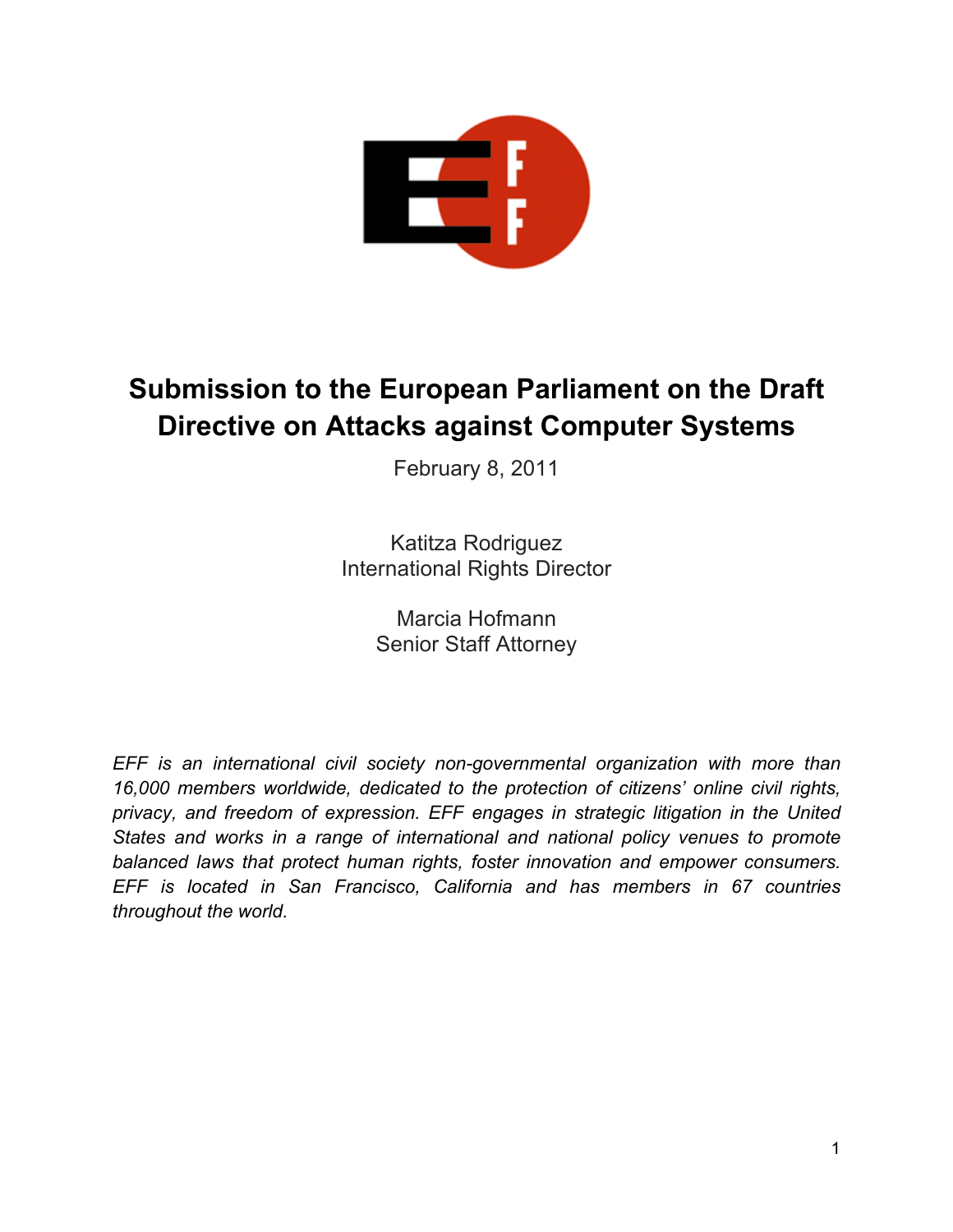# Submission to the European Parliament on the Draft Directive on Attacks against Computer Systems

February 8, 2011

Katitza Rodriguez
International Rights Director

Marcia Hofmann
Senior Staff Attorney

*EFF is an international civil society non-governmental organization with more than 16,000 members worldwide, dedicated to the protection of citizens' online civil rights, privacy, and freedom of expression. EFF engages in strategic litigation in the United States and works in a range of international and national policy venues to promote balanced laws that protect human rights, foster innovation and empower consumers. EFF is located in San Francisco, California and has members in 67 countries throughout the world.*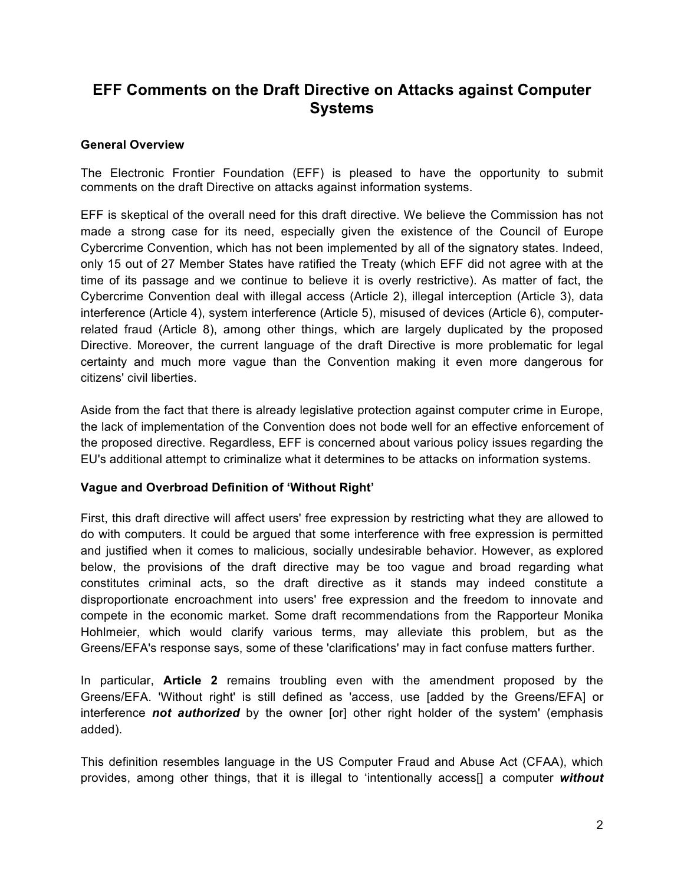## EFF Comments on the Draft Directive on Attacks against Computer Systems

**General Overview**

The Electronic Frontier Foundation (EFF) is pleased to have the opportunity to submit comments on the draft Directive on attacks against information systems.

EFF is skeptical of the overall need for this draft directive. We believe the Commission has not made a strong case for its need, especially given the existence of the Council of Europe Cybercrime Convention, which has not been implemented by all of the signatory states. Indeed, only 15 out of 27 Member States have ratified the Treaty (which EFF did not agree with at the time of its passage and we continue to believe it is overly restrictive). As matter of fact, the Cybercrime Convention deal with illegal access (Article 2), illegal interception (Article 3), data interference (Article 4), system interference (Article 5), misused of devices (Article 6), computer-related fraud (Article 8), among other things, which are largely duplicated by the proposed Directive. Moreover, the current language of the draft Directive is more problematic for legal certainty and much more vague than the Convention making it even more dangerous for citizens' civil liberties.

Aside from the fact that there is already legislative protection against computer crime in Europe, the lack of implementation of the Convention does not bode well for an effective enforcement of the proposed directive. Regardless, EFF is concerned about various policy issues regarding the EU's additional attempt to criminalize what it determines to be attacks on information systems.

**Vague and Overbroad Definition of 'Without Right'**

First, this draft directive will affect users' free expression by restricting what they are allowed to do with computers. It could be argued that some interference with free expression is permitted and justified when it comes to malicious, socially undesirable behavior. However, as explored below, the provisions of the draft directive may be too vague and broad regarding what constitutes criminal acts, so the draft directive as it stands may indeed constitute a disproportionate encroachment into users' free expression and the freedom to innovate and compete in the economic market. Some draft recommendations from the Rapporteur Monika Hohlmeier, which would clarify various terms, may alleviate this problem, but as the Greens/EFA's response says, some of these 'clarifications' may in fact confuse matters further.

In particular, **Article 2** remains troubling even with the amendment proposed by the Greens/EFA. 'Without right' is still defined as 'access, use [added by the Greens/EFA] or interference ***not authorized*** by the owner [or] other right holder of the system' (emphasis added).

This definition resembles language in the US Computer Fraud and Abuse Act (CFAA), which provides, among other things, that it is illegal to 'intentionally access[] a computer ***without***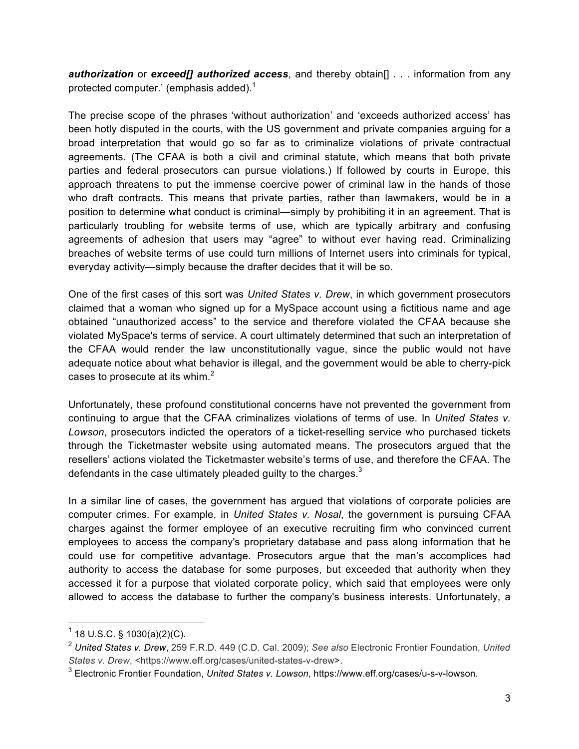***authorization*** or ***exceed[] authorized access***, and thereby obtain[] . . . information from any protected computer.' (emphasis added).[1]

The precise scope of the phrases 'without authorization' and 'exceeds authorized access' has been hotly disputed in the courts, with the US government and private companies arguing for a broad interpretation that would go so far as to criminalize violations of private contractual agreements. (The CFAA is both a civil and criminal statute, which means that both private parties and federal prosecutors can pursue violations.) If followed by courts in Europe, this approach threatens to put the immense coercive power of criminal law in the hands of those who draft contracts. This means that private parties, rather than lawmakers, would be in a position to determine what conduct is criminal—simply by prohibiting it in an agreement. That is particularly troubling for website terms of use, which are typically arbitrary and confusing agreements of adhesion that users may "agree" to without ever having read. Criminalizing breaches of website terms of use could turn millions of Internet users into criminals for typical, everyday activity—simply because the drafter decides that it will be so.

One of the first cases of this sort was *United States v. Drew*, in which government prosecutors claimed that a woman who signed up for a MySpace account using a fictitious name and age obtained "unauthorized access" to the service and therefore violated the CFAA because she violated MySpace's terms of service. A court ultimately determined that such an interpretation of the CFAA would render the law unconstitutionally vague, since the public would not have adequate notice about what behavior is illegal, and the government would be able to cherry-pick cases to prosecute at its whim.[2]

Unfortunately, these profound constitutional concerns have not prevented the government from continuing to argue that the CFAA criminalizes violations of terms of use. In *United States v. Lowson*, prosecutors indicted the operators of a ticket-reselling service who purchased tickets through the Ticketmaster website using automated means. The prosecutors argued that the resellers' actions violated the Ticketmaster website's terms of use, and therefore the CFAA. The defendants in the case ultimately pleaded guilty to the charges.[3]

In a similar line of cases, the government has argued that violations of corporate policies are computer crimes. For example, in *United States v. Nosal*, the government is pursuing CFAA charges against the former employee of an executive recruiting firm who convinced current employees to access the company's proprietary database and pass along information that he could use for competitive advantage. Prosecutors argue that the man's accomplices had authority to access the database for some purposes, but exceeded that authority when they accessed it for a purpose that violated corporate policy, which said that employees were only allowed to access the database to further the company's business interests. Unfortunately, a

---

[1] 18 U.S.C. § 1030(a)(2)(C).

[2] *United States v. Drew*, 259 F.R.D. 449 (C.D. Cal. 2009); *See also* Electronic Frontier Foundation, *United States v. Drew*, <https://www.eff.org/cases/united-states-v-drew>.

[3] Electronic Frontier Foundation, *United States v. Lowson*, https://www.eff.org/cases/u-s-v-lowson.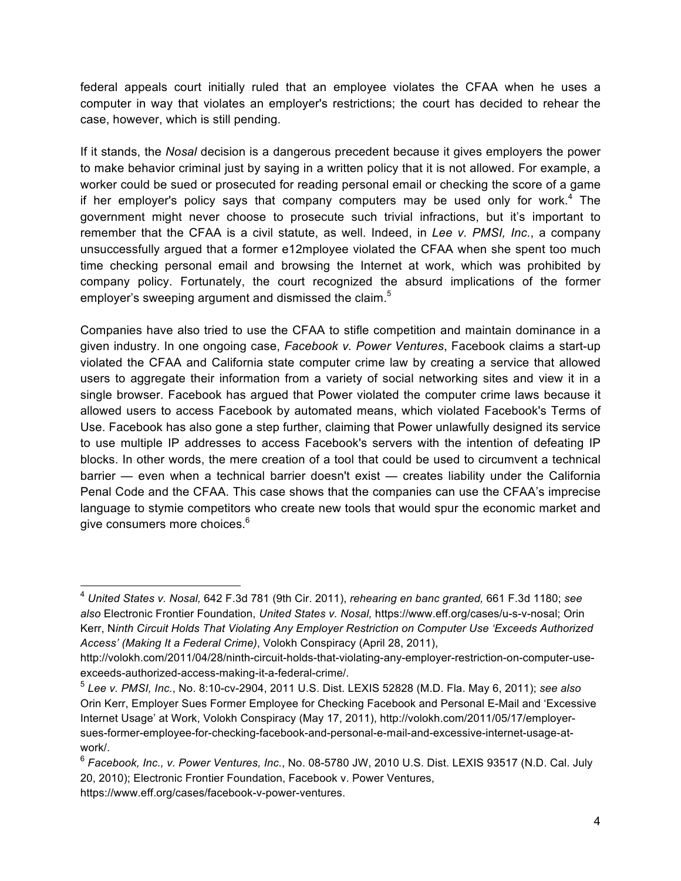federal appeals court initially ruled that an employee violates the CFAA when he uses a computer in way that violates an employer's restrictions; the court has decided to rehear the case, however, which is still pending.

If it stands, the *Nosal* decision is a dangerous precedent because it gives employers the power to make behavior criminal just by saying in a written policy that it is not allowed. For example, a worker could be sued or prosecuted for reading personal email or checking the score of a game if her employer's policy says that company computers may be used only for work.[4] The government might never choose to prosecute such trivial infractions, but it's important to remember that the CFAA is a civil statute, as well. Indeed, in *Lee v. PMSI, Inc.*, a company unsuccessfully argued that a former e12mployee violated the CFAA when she spent too much time checking personal email and browsing the Internet at work, which was prohibited by company policy. Fortunately, the court recognized the absurd implications of the former employer's sweeping argument and dismissed the claim.[5]

Companies have also tried to use the CFAA to stifle competition and maintain dominance in a given industry. In one ongoing case, *Facebook v. Power Ventures*, Facebook claims a start-up violated the CFAA and California state computer crime law by creating a service that allowed users to aggregate their information from a variety of social networking sites and view it in a single browser. Facebook has argued that Power violated the computer crime laws because it allowed users to access Facebook by automated means, which violated Facebook's Terms of Use. Facebook has also gone a step further, claiming that Power unlawfully designed its service to use multiple IP addresses to access Facebook's servers with the intention of defeating IP blocks. In other words, the mere creation of a tool that could be used to circumvent a technical barrier — even when a technical barrier doesn't exist — creates liability under the California Penal Code and the CFAA. This case shows that the companies can use the CFAA's imprecise language to stymie competitors who create new tools that would spur the economic market and give consumers more choices.[6]

---

[4] *United States v. Nosal,* 642 F.3d 781 (9th Cir. 2011), *rehearing en banc granted,* 661 F.3d 1180; *see also* Electronic Frontier Foundation, *United States v. Nosal,* https://www.eff.org/cases/u-s-v-nosal; Orin Kerr, N*inth Circuit Holds That Violating Any Employer Restriction on Computer Use 'Exceeds Authorized Access' (Making It a Federal Crime)*, Volokh Conspiracy (April 28, 2011), http://volokh.com/2011/04/28/ninth-circuit-holds-that-violating-any-employer-restriction-on-computer-use-exceeds-authorized-access-making-it-a-federal-crime/.

[5] *Lee v. PMSI, Inc.*, No. 8:10-cv-2904, 2011 U.S. Dist. LEXIS 52828 (M.D. Fla. May 6, 2011); *see also* Orin Kerr, Employer Sues Former Employee for Checking Facebook and Personal E-Mail and 'Excessive Internet Usage' at Work, Volokh Conspiracy (May 17, 2011), http://volokh.com/2011/05/17/employer-sues-former-employee-for-checking-facebook-and-personal-e-mail-and-excessive-internet-usage-at-work/.

[6] *Facebook, Inc., v. Power Ventures, Inc.*, No. 08-5780 JW, 2010 U.S. Dist. LEXIS 93517 (N.D. Cal. July 20, 2010); Electronic Frontier Foundation, Facebook v. Power Ventures, https://www.eff.org/cases/facebook-v-power-ventures.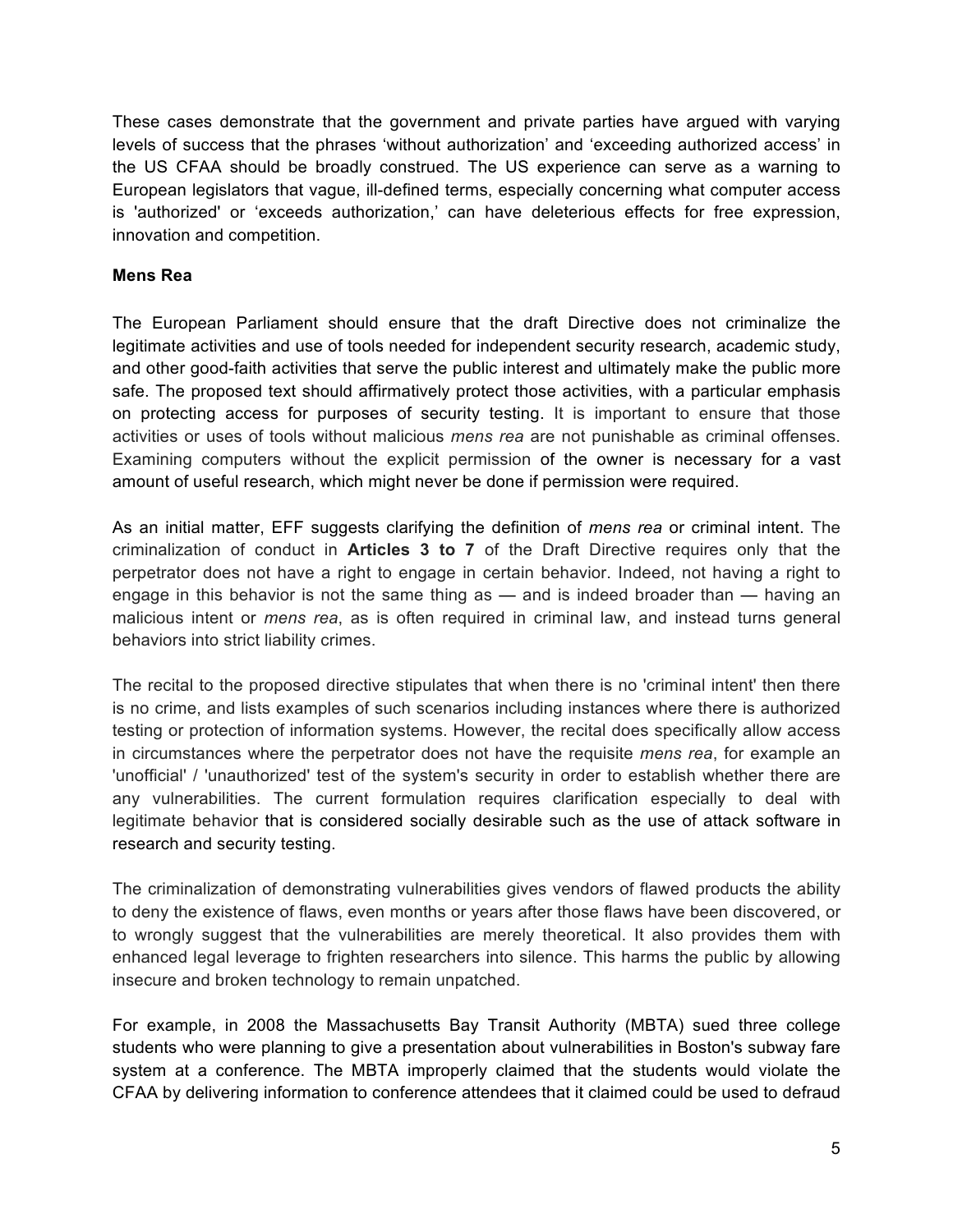These cases demonstrate that the government and private parties have argued with varying levels of success that the phrases 'without authorization' and 'exceeding authorized access' in the US CFAA should be broadly construed. The US experience can serve as a warning to European legislators that vague, ill-defined terms, especially concerning what computer access is 'authorized' or 'exceeds authorization,' can have deleterious effects for free expression, innovation and competition.

**Mens Rea**

The European Parliament should ensure that the draft Directive does not criminalize the legitimate activities and use of tools needed for independent security research, academic study, and other good-faith activities that serve the public interest and ultimately make the public more safe. The proposed text should affirmatively protect those activities, with a particular emphasis on protecting access for purposes of security testing. It is important to ensure that those activities or uses of tools without malicious *mens rea* are not punishable as criminal offenses. Examining computers without the explicit permission of the owner is necessary for a vast amount of useful research, which might never be done if permission were required.

As an initial matter, EFF suggests clarifying the definition of *mens rea* or criminal intent. The criminalization of conduct in **Articles 3 to 7** of the Draft Directive requires only that the perpetrator does not have a right to engage in certain behavior. Indeed, not having a right to engage in this behavior is not the same thing as — and is indeed broader than — having an malicious intent or *mens rea*, as is often required in criminal law, and instead turns general behaviors into strict liability crimes.

The recital to the proposed directive stipulates that when there is no 'criminal intent' then there is no crime, and lists examples of such scenarios including instances where there is authorized testing or protection of information systems. However, the recital does specifically allow access in circumstances where the perpetrator does not have the requisite *mens rea*, for example an 'unofficial' / 'unauthorized' test of the system's security in order to establish whether there are any vulnerabilities. The current formulation requires clarification especially to deal with legitimate behavior that is considered socially desirable such as the use of attack software in research and security testing.

The criminalization of demonstrating vulnerabilities gives vendors of flawed products the ability to deny the existence of flaws, even months or years after those flaws have been discovered, or to wrongly suggest that the vulnerabilities are merely theoretical. It also provides them with enhanced legal leverage to frighten researchers into silence. This harms the public by allowing insecure and broken technology to remain unpatched.

For example, in 2008 the Massachusetts Bay Transit Authority (MBTA) sued three college students who were planning to give a presentation about vulnerabilities in Boston's subway fare system at a conference. The MBTA improperly claimed that the students would violate the CFAA by delivering information to conference attendees that it claimed could be used to defraud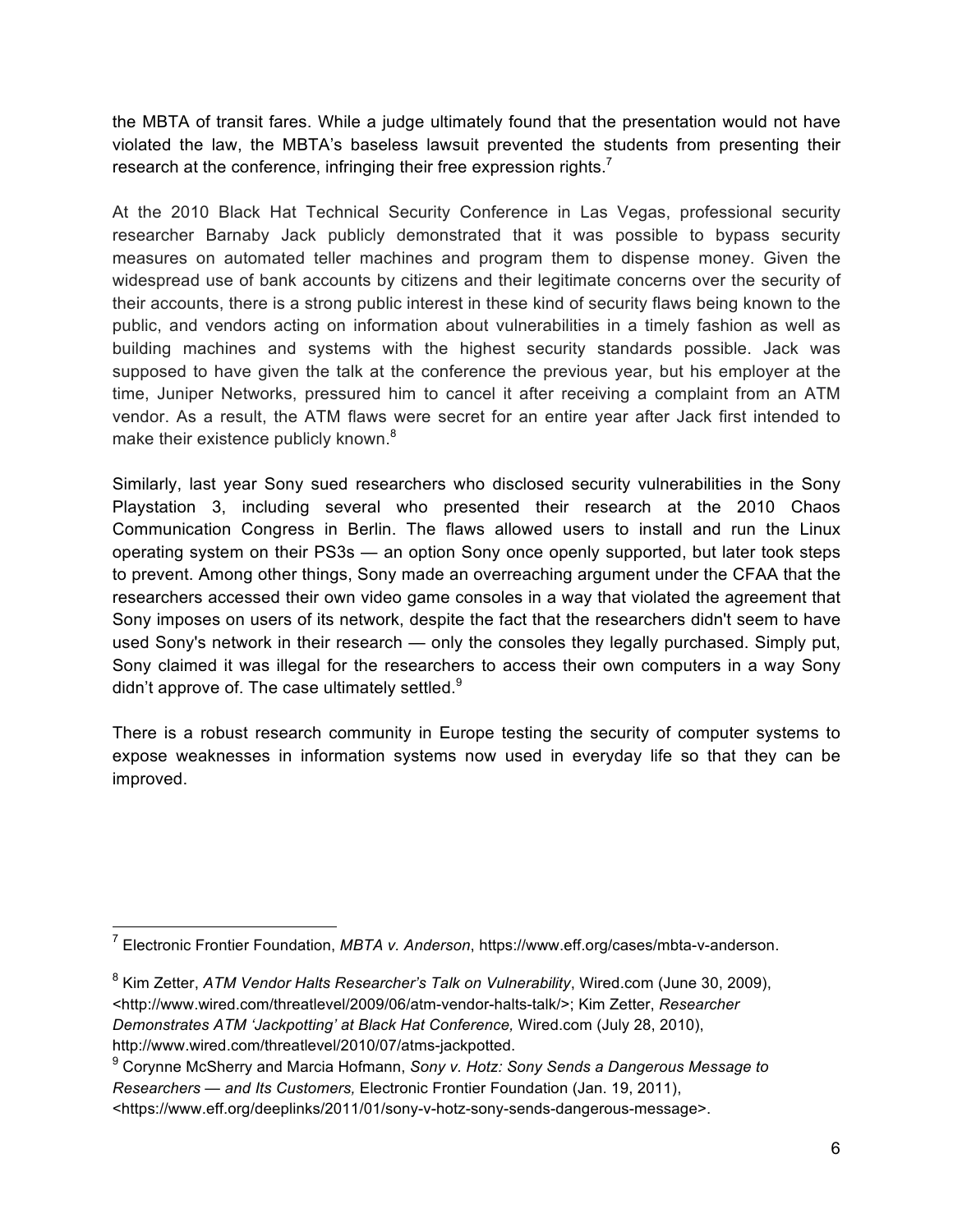the MBTA of transit fares. While a judge ultimately found that the presentation would not have violated the law, the MBTA's baseless lawsuit prevented the students from presenting their research at the conference, infringing their free expression rights.[7]

At the 2010 Black Hat Technical Security Conference in Las Vegas, professional security researcher Barnaby Jack publicly demonstrated that it was possible to bypass security measures on automated teller machines and program them to dispense money. Given the widespread use of bank accounts by citizens and their legitimate concerns over the security of their accounts, there is a strong public interest in these kind of security flaws being known to the public, and vendors acting on information about vulnerabilities in a timely fashion as well as building machines and systems with the highest security standards possible. Jack was supposed to have given the talk at the conference the previous year, but his employer at the time, Juniper Networks, pressured him to cancel it after receiving a complaint from an ATM vendor. As a result, the ATM flaws were secret for an entire year after Jack first intended to make their existence publicly known.[8]

Similarly, last year Sony sued researchers who disclosed security vulnerabilities in the Sony Playstation 3, including several who presented their research at the 2010 Chaos Communication Congress in Berlin. The flaws allowed users to install and run the Linux operating system on their PS3s — an option Sony once openly supported, but later took steps to prevent. Among other things, Sony made an overreaching argument under the CFAA that the researchers accessed their own video game consoles in a way that violated the agreement that Sony imposes on users of its network, despite the fact that the researchers didn't seem to have used Sony's network in their research — only the consoles they legally purchased. Simply put, Sony claimed it was illegal for the researchers to access their own computers in a way Sony didn't approve of. The case ultimately settled.[9]

There is a robust research community in Europe testing the security of computer systems to expose weaknesses in information systems now used in everyday life so that they can be improved.

---

[7] Electronic Frontier Foundation, *MBTA v. Anderson*, https://www.eff.org/cases/mbta-v-anderson.

[8] Kim Zetter, *ATM Vendor Halts Researcher's Talk on Vulnerability*, Wired.com (June 30, 2009), <http://www.wired.com/threatlevel/2009/06/atm-vendor-halts-talk/>; Kim Zetter, *Researcher Demonstrates ATM 'Jackpotting' at Black Hat Conference,* Wired.com (July 28, 2010), http://www.wired.com/threatlevel/2010/07/atms-jackpotted.

[9] Corynne McSherry and Marcia Hofmann, *Sony v. Hotz: Sony Sends a Dangerous Message to Researchers — and Its Customers,* Electronic Frontier Foundation (Jan. 19, 2011), <https://www.eff.org/deeplinks/2011/01/sony-v-hotz-sony-sends-dangerous-message>.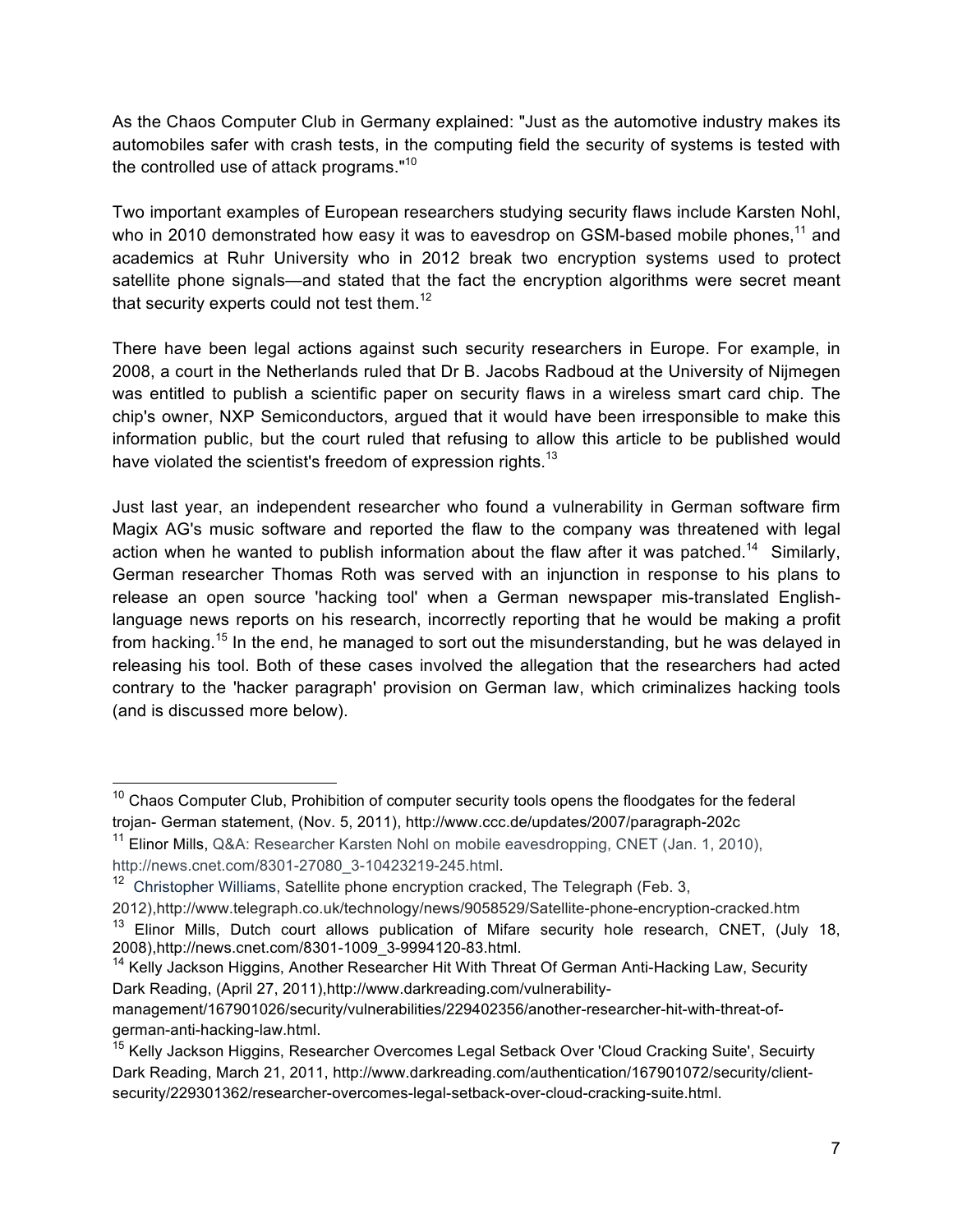As the Chaos Computer Club in Germany explained: "Just as the automotive industry makes its automobiles safer with crash tests, in the computing field the security of systems is tested with the controlled use of attack programs."[10]

Two important examples of European researchers studying security flaws include Karsten Nohl, who in 2010 demonstrated how easy it was to eavesdrop on GSM-based mobile phones,[11] and academics at Ruhr University who in 2012 break two encryption systems used to protect satellite phone signals—and stated that the fact the encryption algorithms were secret meant that security experts could not test them.[12]

There have been legal actions against such security researchers in Europe. For example, in 2008, a court in the Netherlands ruled that Dr B. Jacobs Radboud at the University of Nijmegen was entitled to publish a scientific paper on security flaws in a wireless smart card chip. The chip's owner, NXP Semiconductors, argued that it would have been irresponsible to make this information public, but the court ruled that refusing to allow this article to be published would have violated the scientist's freedom of expression rights.[13]

Just last year, an independent researcher who found a vulnerability in German software firm Magix AG's music software and reported the flaw to the company was threatened with legal action when he wanted to publish information about the flaw after it was patched.[14] Similarly, German researcher Thomas Roth was served with an injunction in response to his plans to release an open source 'hacking tool' when a German newspaper mis-translated English-language news reports on his research, incorrectly reporting that he would be making a profit from hacking.[15] In the end, he managed to sort out the misunderstanding, but he was delayed in releasing his tool. Both of these cases involved the allegation that the researchers had acted contrary to the 'hacker paragraph' provision on German law, which criminalizes hacking tools (and is discussed more below).

---

[10] Chaos Computer Club, Prohibition of computer security tools opens the floodgates for the federal trojan- German statement, (Nov. 5, 2011), http://www.ccc.de/updates/2007/paragraph-202c

[11] Elinor Mills, Q&A: Researcher Karsten Nohl on mobile eavesdropping, CNET (Jan. 1, 2010), http://news.cnet.com/8301-27080_3-10423219-245.html.

[12] Christopher Williams, Satellite phone encryption cracked, The Telegraph (Feb. 3, 2012),http://www.telegraph.co.uk/technology/news/9058529/Satellite-phone-encryption-cracked.htm

[13] Elinor Mills, Dutch court allows publication of Mifare security hole research, CNET, (July 18, 2008),http://news.cnet.com/8301-1009_3-9994120-83.html.

[14] Kelly Jackson Higgins, Another Researcher Hit With Threat Of German Anti-Hacking Law, Security Dark Reading, (April 27, 2011),http://www.darkreading.com/vulnerability-management/167901026/security/vulnerabilities/229402356/another-researcher-hit-with-threat-of-german-anti-hacking-law.html.

[15] Kelly Jackson Higgins, Researcher Overcomes Legal Setback Over 'Cloud Cracking Suite', Secuirty Dark Reading, March 21, 2011, http://www.darkreading.com/authentication/167901072/security/client-security/229301362/researcher-overcomes-legal-setback-over-cloud-cracking-suite.html.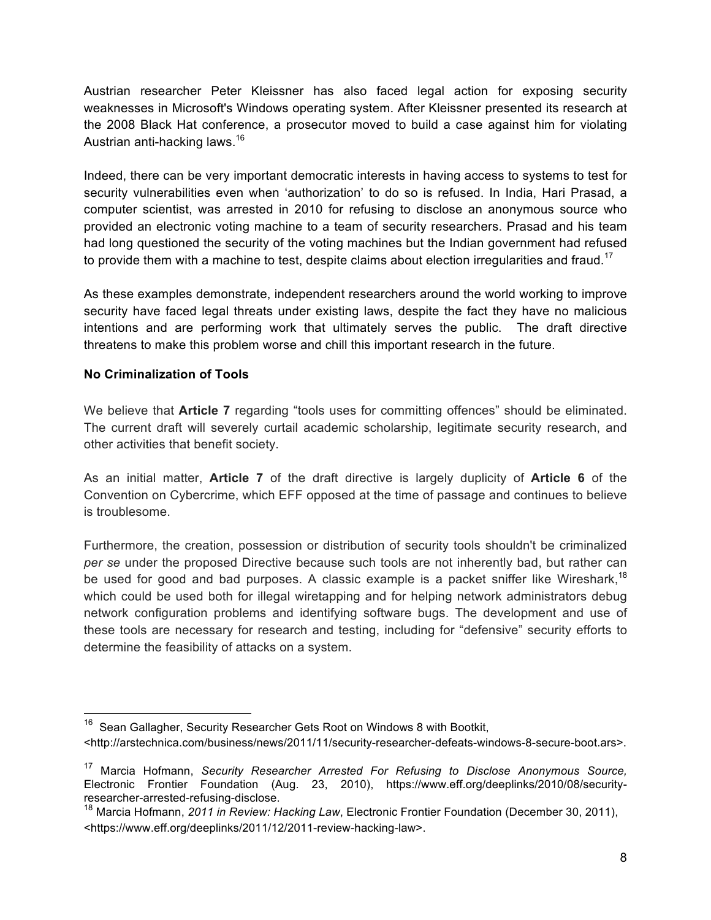Austrian researcher Peter Kleissner has also faced legal action for exposing security weaknesses in Microsoft's Windows operating system. After Kleissner presented its research at the 2008 Black Hat conference, a prosecutor moved to build a case against him for violating Austrian anti-hacking laws.[16]

Indeed, there can be very important democratic interests in having access to systems to test for security vulnerabilities even when 'authorization' to do so is refused. In India, Hari Prasad, a computer scientist, was arrested in 2010 for refusing to disclose an anonymous source who provided an electronic voting machine to a team of security researchers. Prasad and his team had long questioned the security of the voting machines but the Indian government had refused to provide them with a machine to test, despite claims about election irregularities and fraud.[17]

As these examples demonstrate, independent researchers around the world working to improve security have faced legal threats under existing laws, despite the fact they have no malicious intentions and are performing work that ultimately serves the public. The draft directive threatens to make this problem worse and chill this important research in the future.

**No Criminalization of Tools**

We believe that **Article 7** regarding "tools uses for committing offences" should be eliminated. The current draft will severely curtail academic scholarship, legitimate security research, and other activities that benefit society.

As an initial matter, **Article 7** of the draft directive is largely duplicity of **Article 6** of the Convention on Cybercrime, which EFF opposed at the time of passage and continues to believe is troublesome.

Furthermore, the creation, possession or distribution of security tools shouldn't be criminalized *per se* under the proposed Directive because such tools are not inherently bad, but rather can be used for good and bad purposes. A classic example is a packet sniffer like Wireshark,[18] which could be used both for illegal wiretapping and for helping network administrators debug network configuration problems and identifying software bugs. The development and use of these tools are necessary for research and testing, including for "defensive" security efforts to determine the feasibility of attacks on a system.

---

[16] Sean Gallagher, Security Researcher Gets Root on Windows 8 with Bootkit, <http://arstechnica.com/business/news/2011/11/security-researcher-defeats-windows-8-secure-boot.ars>.

[17] Marcia Hofmann, *Security Researcher Arrested For Refusing to Disclose Anonymous Source,* Electronic Frontier Foundation (Aug. 23, 2010), https://www.eff.org/deeplinks/2010/08/security-researcher-arrested-refusing-disclose.

[18] Marcia Hofmann, *2011 in Review: Hacking Law*, Electronic Frontier Foundation (December 30, 2011), <https://www.eff.org/deeplinks/2011/12/2011-review-hacking-law>.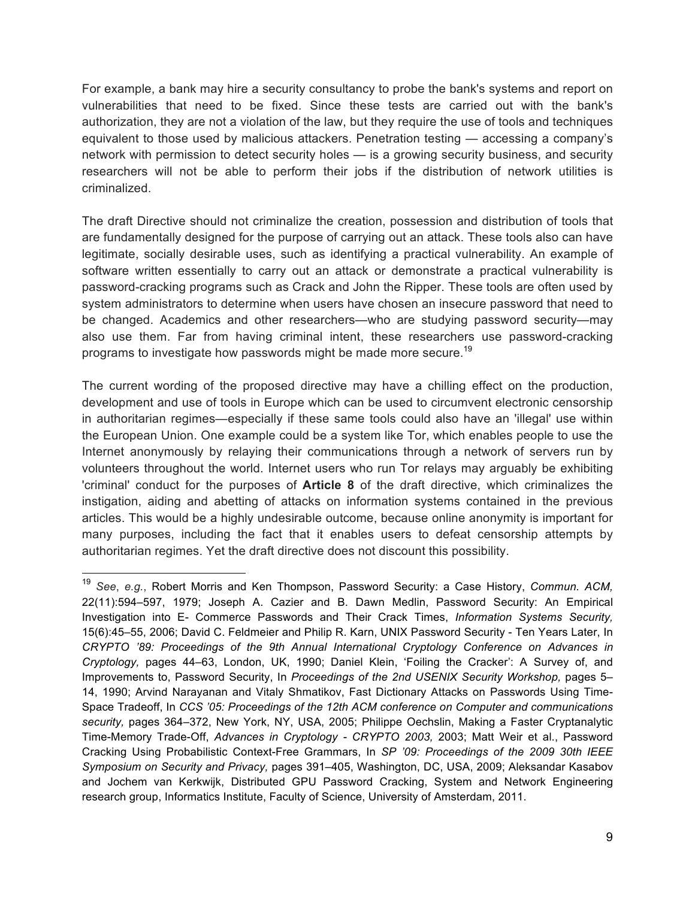For example, a bank may hire a security consultancy to probe the bank's systems and report on vulnerabilities that need to be fixed. Since these tests are carried out with the bank's authorization, they are not a violation of the law, but they require the use of tools and techniques equivalent to those used by malicious attackers. Penetration testing — accessing a company's network with permission to detect security holes — is a growing security business, and security researchers will not be able to perform their jobs if the distribution of network utilities is criminalized.

The draft Directive should not criminalize the creation, possession and distribution of tools that are fundamentally designed for the purpose of carrying out an attack. These tools also can have legitimate, socially desirable uses, such as identifying a practical vulnerability. An example of software written essentially to carry out an attack or demonstrate a practical vulnerability is password-cracking programs such as Crack and John the Ripper. These tools are often used by system administrators to determine when users have chosen an insecure password that need to be changed. Academics and other researchers—who are studying password security—may also use them. Far from having criminal intent, these researchers use password-cracking programs to investigate how passwords might be made more secure.[19]

The current wording of the proposed directive may have a chilling effect on the production, development and use of tools in Europe which can be used to circumvent electronic censorship in authoritarian regimes—especially if these same tools could also have an 'illegal' use within the European Union. One example could be a system like Tor, which enables people to use the Internet anonymously by relaying their communications through a network of servers run by volunteers throughout the world. Internet users who run Tor relays may arguably be exhibiting 'criminal' conduct for the purposes of **Article 8** of the draft directive, which criminalizes the instigation, aiding and abetting of attacks on information systems contained in the previous articles. This would be a highly undesirable outcome, because online anonymity is important for many purposes, including the fact that it enables users to defeat censorship attempts by authoritarian regimes. Yet the draft directive does not discount this possibility.

---

[19] *See*, *e.g.*, Robert Morris and Ken Thompson, Password Security: a Case History, *Commun. ACM,* 22(11):594–597, 1979; Joseph A. Cazier and B. Dawn Medlin, Password Security: An Empirical Investigation into E- Commerce Passwords and Their Crack Times, *Information Systems Security,* 15(6):45–55, 2006; David C. Feldmeier and Philip R. Karn, UNIX Password Security - Ten Years Later, In *CRYPTO '89: Proceedings of the 9th Annual International Cryptology Conference on Advances in Cryptology,* pages 44–63, London, UK, 1990; Daniel Klein, 'Foiling the Cracker': A Survey of, and Improvements to, Password Security, In *Proceedings of the 2nd USENIX Security Workshop,* pages 5–14, 1990; Arvind Narayanan and Vitaly Shmatikov, Fast Dictionary Attacks on Passwords Using Time-Space Tradeoff, In *CCS '05: Proceedings of the 12th ACM conference on Computer and communications security,* pages 364–372, New York, NY, USA, 2005; Philippe Oechslin, Making a Faster Cryptanalytic Time-Memory Trade-Off, *Advances in Cryptology - CRYPTO 2003,* 2003; Matt Weir et al., Password Cracking Using Probabilistic Context-Free Grammars, In *SP '09: Proceedings of the 2009 30th IEEE Symposium on Security and Privacy,* pages 391–405, Washington, DC, USA, 2009; Aleksandar Kasabov and Jochem van Kerkwijk, Distributed GPU Password Cracking, System and Network Engineering research group, Informatics Institute, Faculty of Science, University of Amsterdam, 2011.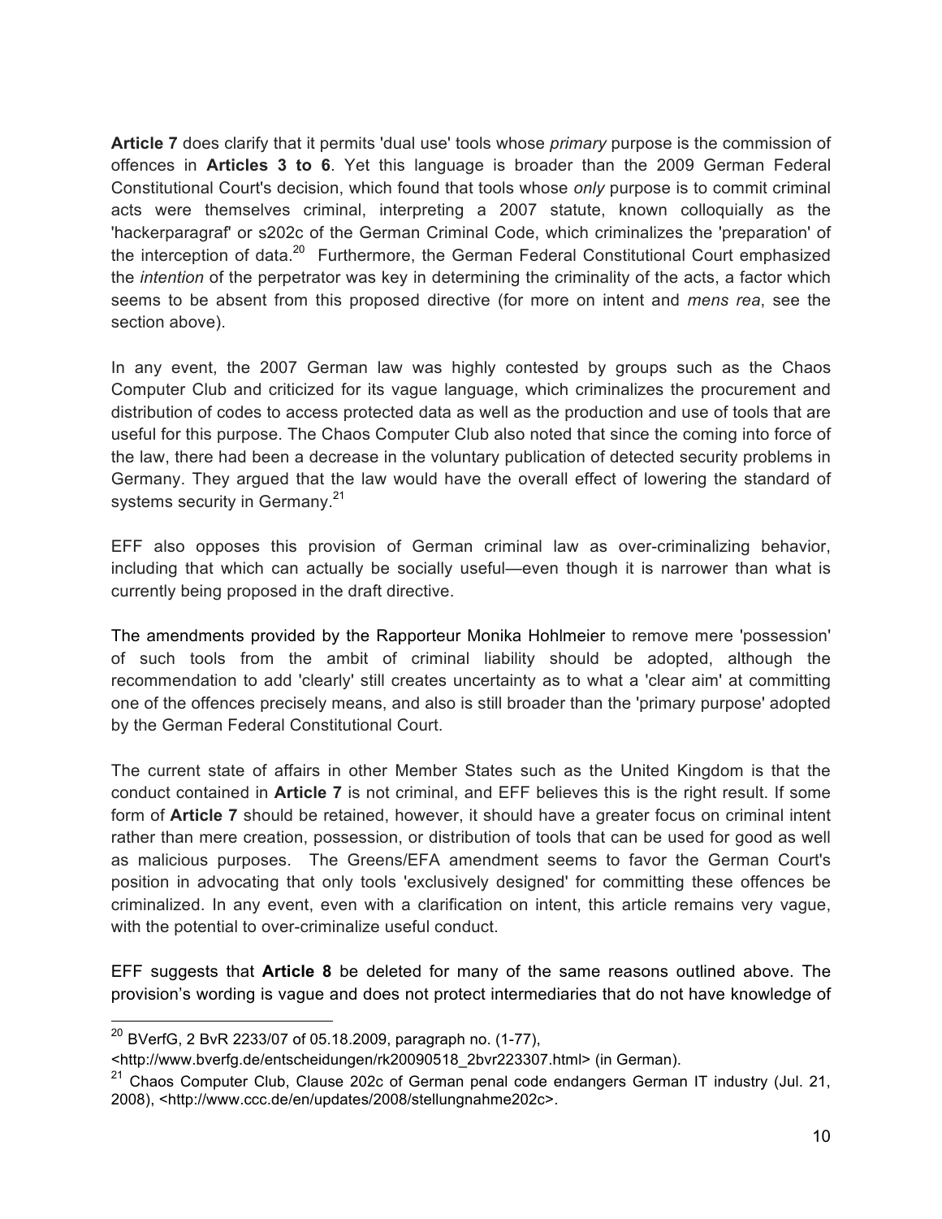**Article 7** does clarify that it permits 'dual use' tools whose *primary* purpose is the commission of offences in **Articles 3 to 6**. Yet this language is broader than the 2009 German Federal Constitutional Court's decision, which found that tools whose *only* purpose is to commit criminal acts were themselves criminal, interpreting a 2007 statute, known colloquially as the 'hackerparagraf' or s202c of the German Criminal Code, which criminalizes the 'preparation' of the interception of data.[20] Furthermore, the German Federal Constitutional Court emphasized the *intention* of the perpetrator was key in determining the criminality of the acts, a factor which seems to be absent from this proposed directive (for more on intent and *mens rea*, see the section above).

In any event, the 2007 German law was highly contested by groups such as the Chaos Computer Club and criticized for its vague language, which criminalizes the procurement and distribution of codes to access protected data as well as the production and use of tools that are useful for this purpose. The Chaos Computer Club also noted that since the coming into force of the law, there had been a decrease in the voluntary publication of detected security problems in Germany. They argued that the law would have the overall effect of lowering the standard of systems security in Germany.[21]

EFF also opposes this provision of German criminal law as over-criminalizing behavior, including that which can actually be socially useful—even though it is narrower than what is currently being proposed in the draft directive.

The amendments provided by the Rapporteur Monika Hohlmeier to remove mere 'possession' of such tools from the ambit of criminal liability should be adopted, although the recommendation to add 'clearly' still creates uncertainty as to what a 'clear aim' at committing one of the offences precisely means, and also is still broader than the 'primary purpose' adopted by the German Federal Constitutional Court.

The current state of affairs in other Member States such as the United Kingdom is that the conduct contained in **Article 7** is not criminal, and EFF believes this is the right result. If some form of **Article 7** should be retained, however, it should have a greater focus on criminal intent rather than mere creation, possession, or distribution of tools that can be used for good as well as malicious purposes. The Greens/EFA amendment seems to favor the German Court's position in advocating that only tools 'exclusively designed' for committing these offences be criminalized. In any event, even with a clarification on intent, this article remains very vague, with the potential to over-criminalize useful conduct.

EFF suggests that **Article 8** be deleted for many of the same reasons outlined above. The provision's wording is vague and does not protect intermediaries that do not have knowledge of

---

[20] BVerfG, 2 BvR 2233/07 of 05.18.2009, paragraph no. (1-77), <http://www.bverfg.de/entscheidungen/rk20090518_2bvr223307.html> (in German).

[21] Chaos Computer Club, Clause 202c of German penal code endangers German IT industry (Jul. 21, 2008), <http://www.ccc.de/en/updates/2008/stellungnahme202c>.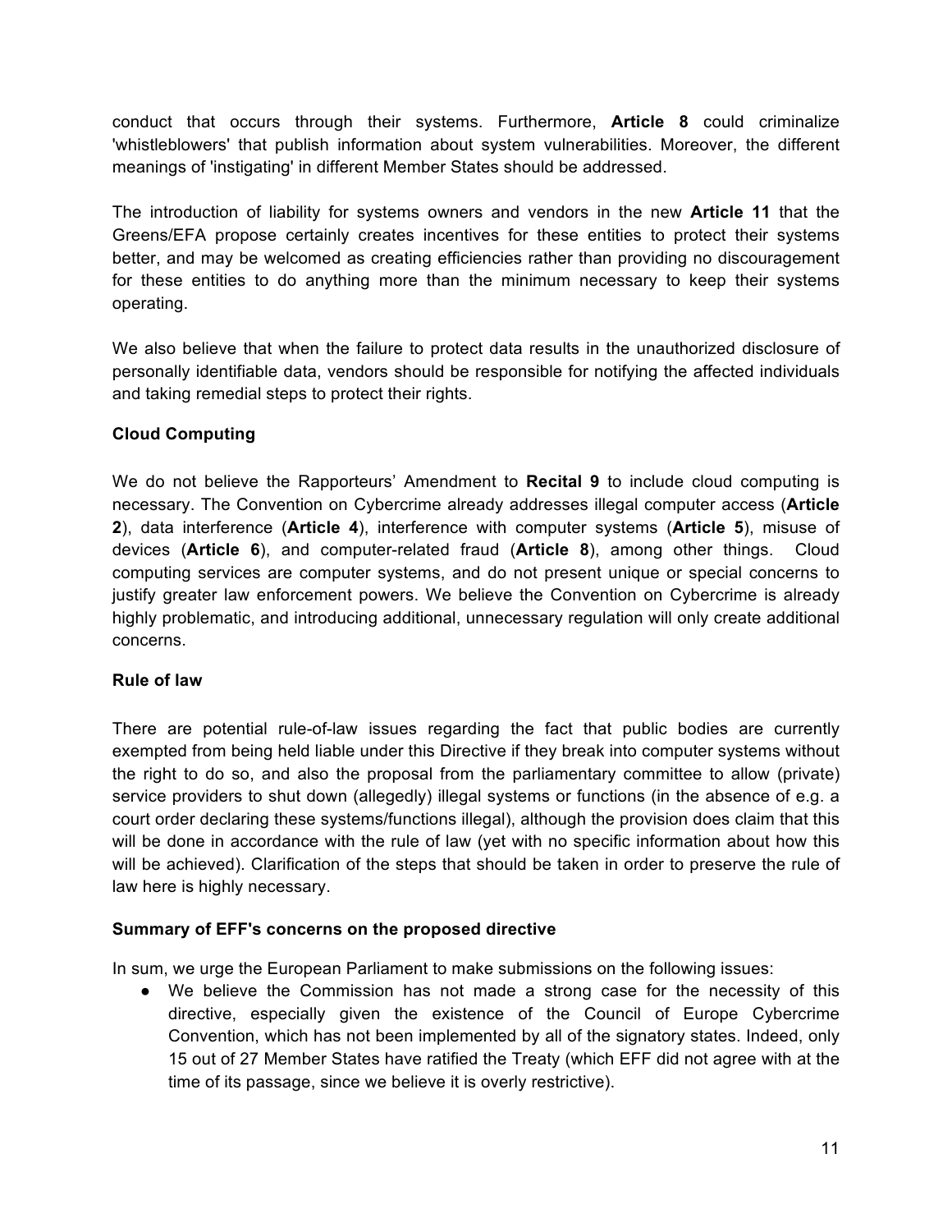conduct that occurs through their systems. Furthermore, **Article 8** could criminalize 'whistleblowers' that publish information about system vulnerabilities. Moreover, the different meanings of 'instigating' in different Member States should be addressed.

The introduction of liability for systems owners and vendors in the new **Article 11** that the Greens/EFA propose certainly creates incentives for these entities to protect their systems better, and may be welcomed as creating efficiencies rather than providing no discouragement for these entities to do anything more than the minimum necessary to keep their systems operating.

We also believe that when the failure to protect data results in the unauthorized disclosure of personally identifiable data, vendors should be responsible for notifying the affected individuals and taking remedial steps to protect their rights.

**Cloud Computing**

We do not believe the Rapporteurs' Amendment to **Recital 9** to include cloud computing is necessary. The Convention on Cybercrime already addresses illegal computer access (**Article 2**), data interference (**Article 4**), interference with computer systems (**Article 5**), misuse of devices (**Article 6**), and computer-related fraud (**Article 8**), among other things. Cloud computing services are computer systems, and do not present unique or special concerns to justify greater law enforcement powers. We believe the Convention on Cybercrime is already highly problematic, and introducing additional, unnecessary regulation will only create additional concerns.

**Rule of law**

There are potential rule-of-law issues regarding the fact that public bodies are currently exempted from being held liable under this Directive if they break into computer systems without the right to do so, and also the proposal from the parliamentary committee to allow (private) service providers to shut down (allegedly) illegal systems or functions (in the absence of e.g. a court order declaring these systems/functions illegal), although the provision does claim that this will be done in accordance with the rule of law (yet with no specific information about how this will be achieved). Clarification of the steps that should be taken in order to preserve the rule of law here is highly necessary.

**Summary of EFF's concerns on the proposed directive**

In sum, we urge the European Parliament to make submissions on the following issues:

- We believe the Commission has not made a strong case for the necessity of this directive, especially given the existence of the Council of Europe Cybercrime Convention, which has not been implemented by all of the signatory states. Indeed, only 15 out of 27 Member States have ratified the Treaty (which EFF did not agree with at the time of its passage, since we believe it is overly restrictive).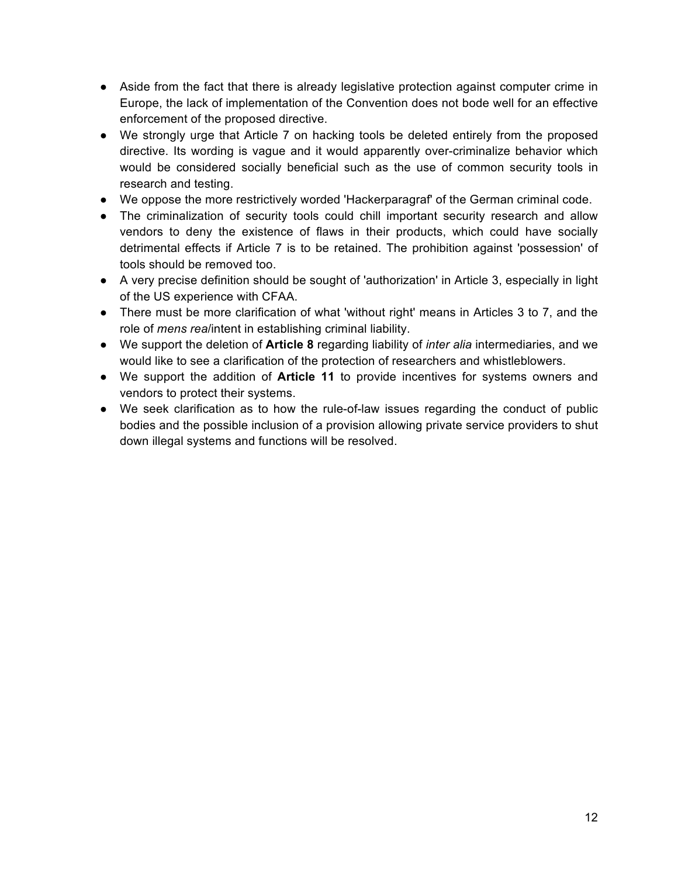- Aside from the fact that there is already legislative protection against computer crime in Europe, the lack of implementation of the Convention does not bode well for an effective enforcement of the proposed directive.
- We strongly urge that Article 7 on hacking tools be deleted entirely from the proposed directive. Its wording is vague and it would apparently over-criminalize behavior which would be considered socially beneficial such as the use of common security tools in research and testing.
- We oppose the more restrictively worded 'Hackerparagraf' of the German criminal code.
- The criminalization of security tools could chill important security research and allow vendors to deny the existence of flaws in their products, which could have socially detrimental effects if Article 7 is to be retained. The prohibition against 'possession' of tools should be removed too.
- A very precise definition should be sought of 'authorization' in Article 3, especially in light of the US experience with CFAA.
- There must be more clarification of what 'without right' means in Articles 3 to 7, and the role of *mens rea*/intent in establishing criminal liability.
- We support the deletion of **Article 8** regarding liability of *inter alia* intermediaries, and we would like to see a clarification of the protection of researchers and whistleblowers.
- We support the addition of **Article 11** to provide incentives for systems owners and vendors to protect their systems.
- We seek clarification as to how the rule-of-law issues regarding the conduct of public bodies and the possible inclusion of a provision allowing private service providers to shut down illegal systems and functions will be resolved.